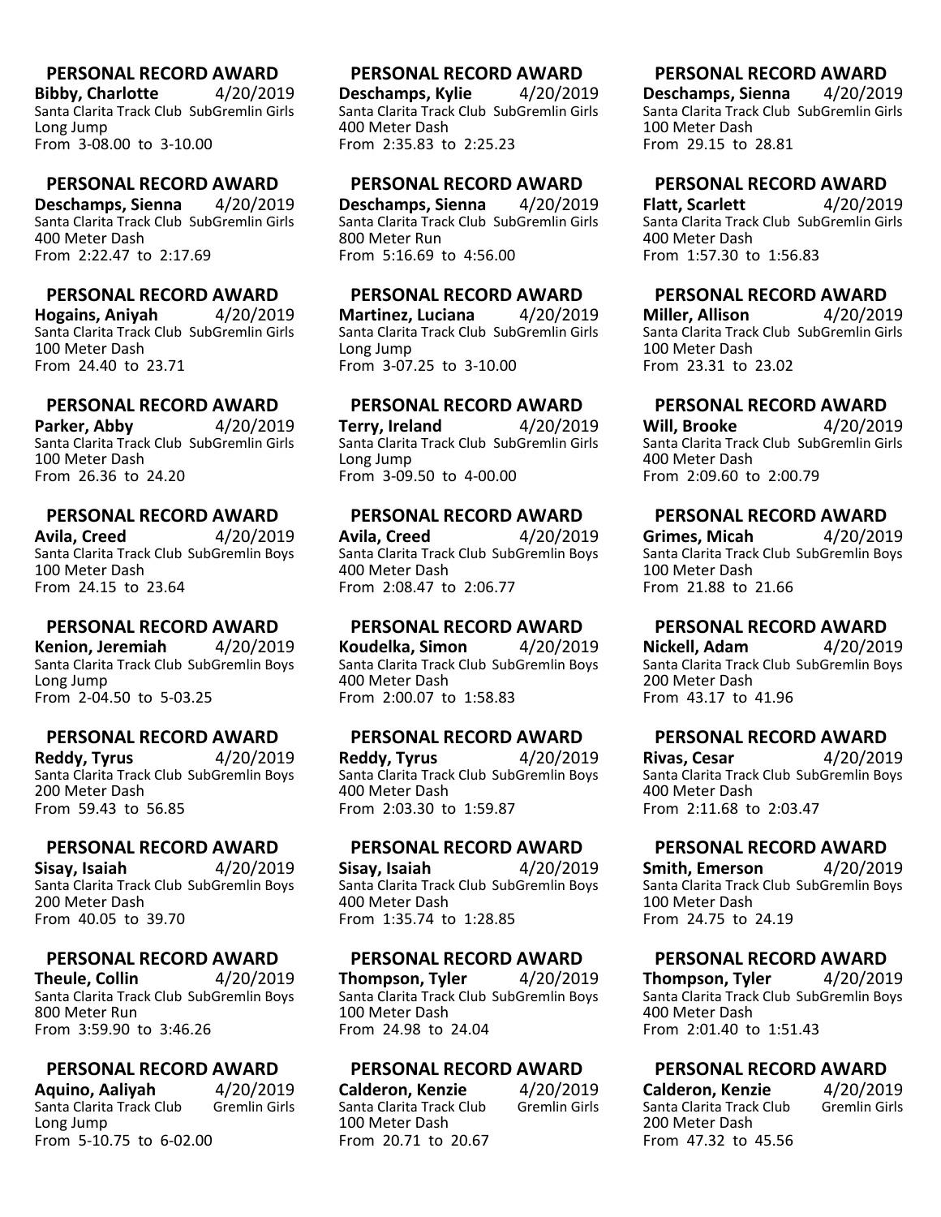**PERSONAL RECORD AWARD**
**Bibby, Charlotte** 4/20/2019
Santa Clarita Track Club SubGremlin Girls
Long Jump
From 3-08.00 to 3-10.00

**PERSONAL RECORD AWARD**
**Deschamps, Kylie** 4/20/2019
Santa Clarita Track Club SubGremlin Girls
400 Meter Dash
From 2:35.83 to 2:25.23

**PERSONAL RECORD AWARD**
**Deschamps, Sienna** 4/20/2019
Santa Clarita Track Club SubGremlin Girls
100 Meter Dash
From 29.15 to 28.81

**PERSONAL RECORD AWARD**
**Deschamps, Sienna** 4/20/2019
Santa Clarita Track Club SubGremlin Girls
400 Meter Dash
From 2:22.47 to 2:17.69

**PERSONAL RECORD AWARD**
**Deschamps, Sienna** 4/20/2019
Santa Clarita Track Club SubGremlin Girls
800 Meter Run
From 5:16.69 to 4:56.00

**PERSONAL RECORD AWARD**
**Flatt, Scarlett** 4/20/2019
Santa Clarita Track Club SubGremlin Girls
400 Meter Dash
From 1:57.30 to 1:56.83

**PERSONAL RECORD AWARD**
**Hogains, Aniyah** 4/20/2019
Santa Clarita Track Club SubGremlin Girls
100 Meter Dash
From 24.40 to 23.71

**PERSONAL RECORD AWARD**
**Martinez, Luciana** 4/20/2019
Santa Clarita Track Club SubGremlin Girls
Long Jump
From 3-07.25 to 3-10.00

**PERSONAL RECORD AWARD**
**Miller, Allison** 4/20/2019
Santa Clarita Track Club SubGremlin Girls
100 Meter Dash
From 23.31 to 23.02

**PERSONAL RECORD AWARD**
**Parker, Abby** 4/20/2019
Santa Clarita Track Club SubGremlin Girls
100 Meter Dash
From 26.36 to 24.20

**PERSONAL RECORD AWARD**
**Terry, Ireland** 4/20/2019
Santa Clarita Track Club SubGremlin Girls
Long Jump
From 3-09.50 to 4-00.00

**PERSONAL RECORD AWARD**
**Will, Brooke** 4/20/2019
Santa Clarita Track Club SubGremlin Girls
400 Meter Dash
From 2:09.60 to 2:00.79

**PERSONAL RECORD AWARD**
**Avila, Creed** 4/20/2019
Santa Clarita Track Club SubGremlin Boys
100 Meter Dash
From 24.15 to 23.64

**PERSONAL RECORD AWARD**
**Avila, Creed** 4/20/2019
Santa Clarita Track Club SubGremlin Boys
400 Meter Dash
From 2:08.47 to 2:06.77

**PERSONAL RECORD AWARD**
**Grimes, Micah** 4/20/2019
Santa Clarita Track Club SubGremlin Boys
100 Meter Dash
From 21.88 to 21.66

**PERSONAL RECORD AWARD**
**Kenion, Jeremiah** 4/20/2019
Santa Clarita Track Club SubGremlin Boys
Long Jump
From 2-04.50 to 5-03.25

**PERSONAL RECORD AWARD**
**Koudelka, Simon** 4/20/2019
Santa Clarita Track Club SubGremlin Boys
400 Meter Dash
From 2:00.07 to 1:58.83

**PERSONAL RECORD AWARD**
**Nickell, Adam** 4/20/2019
Santa Clarita Track Club SubGremlin Boys
200 Meter Dash
From 43.17 to 41.96

**PERSONAL RECORD AWARD**
**Reddy, Tyrus** 4/20/2019
Santa Clarita Track Club SubGremlin Boys
200 Meter Dash
From 59.43 to 56.85

**PERSONAL RECORD AWARD**
**Reddy, Tyrus** 4/20/2019
Santa Clarita Track Club SubGremlin Boys
400 Meter Dash
From 2:03.30 to 1:59.87

**PERSONAL RECORD AWARD**
**Rivas, Cesar** 4/20/2019
Santa Clarita Track Club SubGremlin Boys
400 Meter Dash
From 2:11.68 to 2:03.47

**PERSONAL RECORD AWARD**
**Sisay, Isaiah** 4/20/2019
Santa Clarita Track Club SubGremlin Boys
200 Meter Dash
From 40.05 to 39.70

**PERSONAL RECORD AWARD**
**Sisay, Isaiah** 4/20/2019
Santa Clarita Track Club SubGremlin Boys
400 Meter Dash
From 1:35.74 to 1:28.85

**PERSONAL RECORD AWARD**
**Smith, Emerson** 4/20/2019
Santa Clarita Track Club SubGremlin Boys
100 Meter Dash
From 24.75 to 24.19

**PERSONAL RECORD AWARD**
**Theule, Collin** 4/20/2019
Santa Clarita Track Club SubGremlin Boys
800 Meter Run
From 3:59.90 to 3:46.26

**PERSONAL RECORD AWARD**
**Thompson, Tyler** 4/20/2019
Santa Clarita Track Club SubGremlin Boys
100 Meter Dash
From 24.98 to 24.04

**PERSONAL RECORD AWARD**
**Thompson, Tyler** 4/20/2019
Santa Clarita Track Club SubGremlin Boys
400 Meter Dash
From 2:01.40 to 1:51.43

**PERSONAL RECORD AWARD**
**Aquino, Aaliyah** 4/20/2019
Santa Clarita Track Club Gremlin Girls
Long Jump
From 5-10.75 to 6-02.00

**PERSONAL RECORD AWARD**
**Calderon, Kenzie** 4/20/2019
Santa Clarita Track Club Gremlin Girls
100 Meter Dash
From 20.71 to 20.67

**PERSONAL RECORD AWARD**
**Calderon, Kenzie** 4/20/2019
Santa Clarita Track Club Gremlin Girls
200 Meter Dash
From 47.32 to 45.56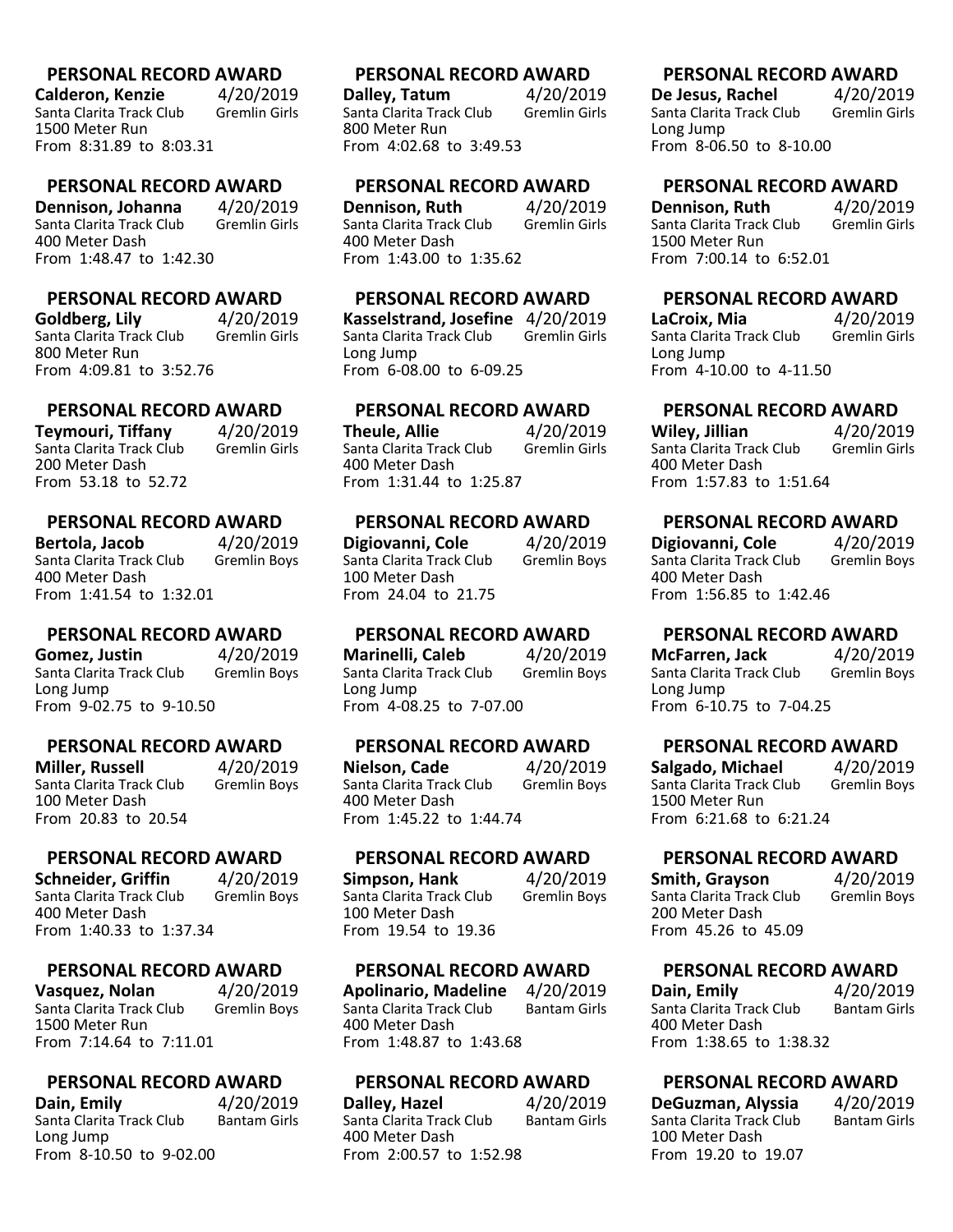### PERSONAL RECORD AWARD
**Calderon, Kenzie** 4/20/2019
Santa Clarita Track Club Gremlin Girls
1500 Meter Run
From 8:31.89 to 8:03.31

### PERSONAL RECORD AWARD
**Dalley, Tatum** 4/20/2019
Santa Clarita Track Club Gremlin Girls
800 Meter Run
From 4:02.68 to 3:49.53

### PERSONAL RECORD AWARD
**De Jesus, Rachel** 4/20/2019
Santa Clarita Track Club Gremlin Girls
Long Jump
From 8-06.50 to 8-10.00

### PERSONAL RECORD AWARD
**Dennison, Johanna** 4/20/2019
Santa Clarita Track Club Gremlin Girls
400 Meter Dash
From 1:48.47 to 1:42.30

### PERSONAL RECORD AWARD
**Dennison, Ruth** 4/20/2019
Santa Clarita Track Club Gremlin Girls
400 Meter Dash
From 1:43.00 to 1:35.62

### PERSONAL RECORD AWARD
**Dennison, Ruth** 4/20/2019
Santa Clarita Track Club Gremlin Girls
1500 Meter Run
From 7:00.14 to 6:52.01

### PERSONAL RECORD AWARD
**Goldberg, Lily** 4/20/2019
Santa Clarita Track Club Gremlin Girls
800 Meter Run
From 4:09.81 to 3:52.76

### PERSONAL RECORD AWARD
**Kasselstrand, Josefine** 4/20/2019
Santa Clarita Track Club Gremlin Girls
Long Jump
From 6-08.00 to 6-09.25

### PERSONAL RECORD AWARD
**LaCroix, Mia** 4/20/2019
Santa Clarita Track Club Gremlin Girls
Long Jump
From 4-10.00 to 4-11.50

### PERSONAL RECORD AWARD
**Teymouri, Tiffany** 4/20/2019
Santa Clarita Track Club Gremlin Girls
200 Meter Dash
From 53.18 to 52.72

### PERSONAL RECORD AWARD
**Theule, Allie** 4/20/2019
Santa Clarita Track Club Gremlin Girls
400 Meter Dash
From 1:31.44 to 1:25.87

### PERSONAL RECORD AWARD
**Wiley, Jillian** 4/20/2019
Santa Clarita Track Club Gremlin Girls
400 Meter Dash
From 1:57.83 to 1:51.64

### PERSONAL RECORD AWARD
**Bertola, Jacob** 4/20/2019
Santa Clarita Track Club Gremlin Boys
400 Meter Dash
From 1:41.54 to 1:32.01

### PERSONAL RECORD AWARD
**Digiovanni, Cole** 4/20/2019
Santa Clarita Track Club Gremlin Boys
100 Meter Dash
From 24.04 to 21.75

### PERSONAL RECORD AWARD
**Digiovanni, Cole** 4/20/2019
Santa Clarita Track Club Gremlin Boys
400 Meter Dash
From 1:56.85 to 1:42.46

### PERSONAL RECORD AWARD
**Gomez, Justin** 4/20/2019
Santa Clarita Track Club Gremlin Boys
Long Jump
From 9-02.75 to 9-10.50

### PERSONAL RECORD AWARD
**Marinelli, Caleb** 4/20/2019
Santa Clarita Track Club Gremlin Boys
Long Jump
From 4-08.25 to 7-07.00

### PERSONAL RECORD AWARD
**McFarren, Jack** 4/20/2019
Santa Clarita Track Club Gremlin Boys
Long Jump
From 6-10.75 to 7-04.25

### PERSONAL RECORD AWARD
**Miller, Russell** 4/20/2019
Santa Clarita Track Club Gremlin Boys
100 Meter Dash
From 20.83 to 20.54

### PERSONAL RECORD AWARD
**Nielson, Cade** 4/20/2019
Santa Clarita Track Club Gremlin Boys
400 Meter Dash
From 1:45.22 to 1:44.74

### PERSONAL RECORD AWARD
**Salgado, Michael** 4/20/2019
Santa Clarita Track Club Gremlin Boys
1500 Meter Run
From 6:21.68 to 6:21.24

### PERSONAL RECORD AWARD
**Schneider, Griffin** 4/20/2019
Santa Clarita Track Club Gremlin Boys
400 Meter Dash
From 1:40.33 to 1:37.34

### PERSONAL RECORD AWARD
**Simpson, Hank** 4/20/2019
Santa Clarita Track Club Gremlin Boys
100 Meter Dash
From 19.54 to 19.36

### PERSONAL RECORD AWARD
**Smith, Grayson** 4/20/2019
Santa Clarita Track Club Gremlin Boys
200 Meter Dash
From 45.26 to 45.09

### PERSONAL RECORD AWARD
**Vasquez, Nolan** 4/20/2019
Santa Clarita Track Club Gremlin Boys
1500 Meter Run
From 7:14.64 to 7:11.01

### PERSONAL RECORD AWARD
**Apolinario, Madeline** 4/20/2019
Santa Clarita Track Club Bantam Girls
400 Meter Dash
From 1:48.87 to 1:43.68

### PERSONAL RECORD AWARD
**Dain, Emily** 4/20/2019
Santa Clarita Track Club Bantam Girls
400 Meter Dash
From 1:38.65 to 1:38.32

### PERSONAL RECORD AWARD
**Dain, Emily** 4/20/2019
Santa Clarita Track Club Bantam Girls
Long Jump
From 8-10.50 to 9-02.00

### PERSONAL RECORD AWARD
**Dalley, Hazel** 4/20/2019
Santa Clarita Track Club Bantam Girls
400 Meter Dash
From 2:00.57 to 1:52.98

### PERSONAL RECORD AWARD
**DeGuzman, Alyssia** 4/20/2019
Santa Clarita Track Club Bantam Girls
100 Meter Dash
From 19.20 to 19.07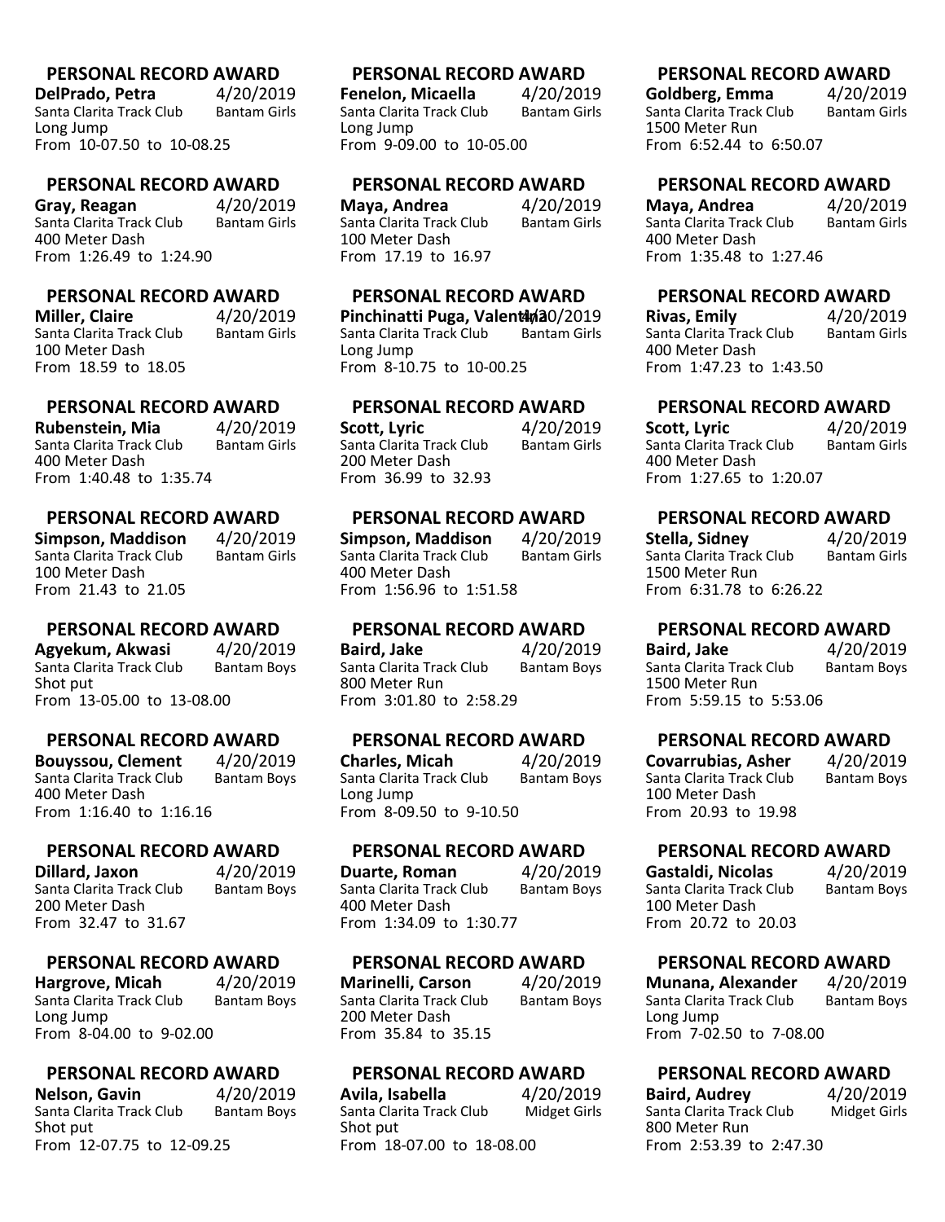**PERSONAL RECORD AWARD**
**DelPrado, Petra** 4/20/2019
Santa Clarita Track Club Bantam Girls
Long Jump
From 10-07.50 to 10-08.25

**PERSONAL RECORD AWARD**
**Fenelon, Micaella** 4/20/2019
Santa Clarita Track Club Bantam Girls
Long Jump
From 9-09.00 to 10-05.00

**PERSONAL RECORD AWARD**
**Goldberg, Emma** 4/20/2019
Santa Clarita Track Club Bantam Girls
1500 Meter Run
From 6:52.44 to 6:50.07

**PERSONAL RECORD AWARD**
**Gray, Reagan** 4/20/2019
Santa Clarita Track Club Bantam Girls
400 Meter Dash
From 1:26.49 to 1:24.90

**PERSONAL RECORD AWARD**
**Maya, Andrea** 4/20/2019
Santa Clarita Track Club Bantam Girls
100 Meter Dash
From 17.19 to 16.97

**PERSONAL RECORD AWARD**
**Maya, Andrea** 4/20/2019
Santa Clarita Track Club Bantam Girls
400 Meter Dash
From 1:35.48 to 1:27.46

**PERSONAL RECORD AWARD**
**Miller, Claire** 4/20/2019
Santa Clarita Track Club Bantam Girls
100 Meter Dash
From 18.59 to 18.05

**PERSONAL RECORD AWARD**
**Pinchinatti Puga, Valent4/20/2019**
Santa Clarita Track Club Bantam Girls
Long Jump
From 8-10.75 to 10-00.25

**PERSONAL RECORD AWARD**
**Rivas, Emily** 4/20/2019
Santa Clarita Track Club Bantam Girls
400 Meter Dash
From 1:47.23 to 1:43.50

**PERSONAL RECORD AWARD**
**Rubenstein, Mia** 4/20/2019
Santa Clarita Track Club Bantam Girls
400 Meter Dash
From 1:40.48 to 1:35.74

**PERSONAL RECORD AWARD**
**Scott, Lyric** 4/20/2019
Santa Clarita Track Club Bantam Girls
200 Meter Dash
From 36.99 to 32.93

**PERSONAL RECORD AWARD**
**Scott, Lyric** 4/20/2019
Santa Clarita Track Club Bantam Girls
400 Meter Dash
From 1:27.65 to 1:20.07

**PERSONAL RECORD AWARD**
**Simpson, Maddison** 4/20/2019
Santa Clarita Track Club Bantam Girls
100 Meter Dash
From 21.43 to 21.05

**PERSONAL RECORD AWARD**
**Simpson, Maddison** 4/20/2019
Santa Clarita Track Club Bantam Girls
400 Meter Dash
From 1:56.96 to 1:51.58

**PERSONAL RECORD AWARD**
**Stella, Sidney** 4/20/2019
Santa Clarita Track Club Bantam Girls
1500 Meter Run
From 6:31.78 to 6:26.22

**PERSONAL RECORD AWARD**
**Agyekum, Akwasi** 4/20/2019
Santa Clarita Track Club Bantam Boys
Shot put
From 13-05.00 to 13-08.00

**PERSONAL RECORD AWARD**
**Baird, Jake** 4/20/2019
Santa Clarita Track Club Bantam Boys
800 Meter Run
From 3:01.80 to 2:58.29

**PERSONAL RECORD AWARD**
**Baird, Jake** 4/20/2019
Santa Clarita Track Club Bantam Boys
1500 Meter Run
From 5:59.15 to 5:53.06

**PERSONAL RECORD AWARD**
**Bouyssou, Clement** 4/20/2019
Santa Clarita Track Club Bantam Boys
400 Meter Dash
From 1:16.40 to 1:16.16

**PERSONAL RECORD AWARD**
**Charles, Micah** 4/20/2019
Santa Clarita Track Club Bantam Boys
Long Jump
From 8-09.50 to 9-10.50

**PERSONAL RECORD AWARD**
**Covarrubias, Asher** 4/20/2019
Santa Clarita Track Club Bantam Boys
100 Meter Dash
From 20.93 to 19.98

**PERSONAL RECORD AWARD**
**Dillard, Jaxon** 4/20/2019
Santa Clarita Track Club Bantam Boys
200 Meter Dash
From 32.47 to 31.67

**PERSONAL RECORD AWARD**
**Duarte, Roman** 4/20/2019
Santa Clarita Track Club Bantam Boys
400 Meter Dash
From 1:34.09 to 1:30.77

**PERSONAL RECORD AWARD**
**Gastaldi, Nicolas** 4/20/2019
Santa Clarita Track Club Bantam Boys
100 Meter Dash
From 20.72 to 20.03

**PERSONAL RECORD AWARD**
**Hargrove, Micah** 4/20/2019
Santa Clarita Track Club Bantam Boys
Long Jump
From 8-04.00 to 9-02.00

**PERSONAL RECORD AWARD**
**Marinelli, Carson** 4/20/2019
Santa Clarita Track Club Bantam Boys
200 Meter Dash
From 35.84 to 35.15

**PERSONAL RECORD AWARD**
**Munana, Alexander** 4/20/2019
Santa Clarita Track Club Bantam Boys
Long Jump
From 7-02.50 to 7-08.00

**PERSONAL RECORD AWARD**
**Nelson, Gavin** 4/20/2019
Santa Clarita Track Club Bantam Boys
Shot put
From 12-07.75 to 12-09.25

**PERSONAL RECORD AWARD**
**Avila, Isabella** 4/20/2019
Santa Clarita Track Club Midget Girls
Shot put
From 18-07.00 to 18-08.00

**PERSONAL RECORD AWARD**
**Baird, Audrey** 4/20/2019
Santa Clarita Track Club Midget Girls
800 Meter Run
From 2:53.39 to 2:47.30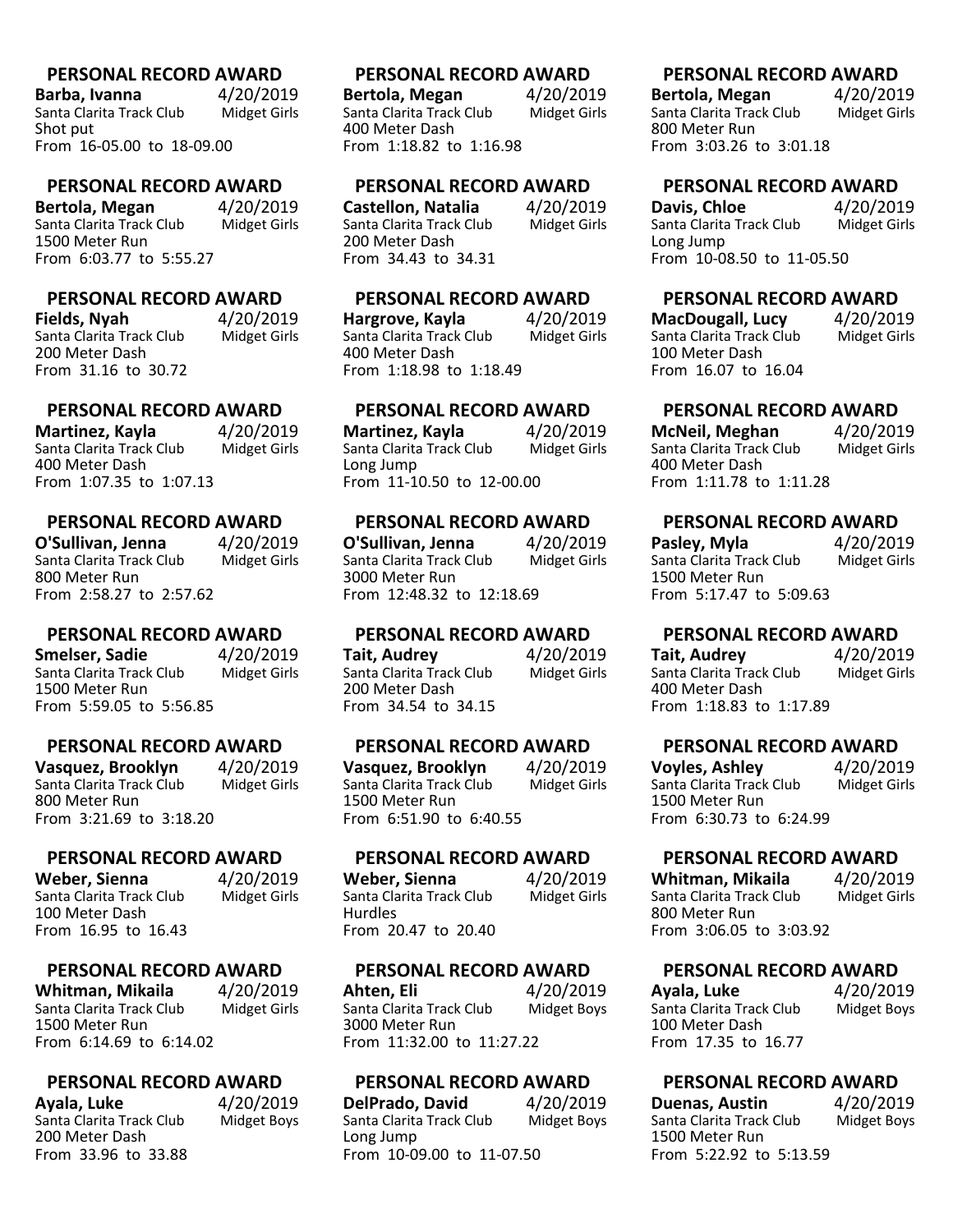### PERSONAL RECORD AWARD

**Barba, Ivanna** 4/20/2019
Santa Clarita Track Club Midget Girls
Shot put
From 16-05.00 to 18-09.00

### PERSONAL RECORD AWARD

**Bertola, Megan** 4/20/2019
Santa Clarita Track Club Midget Girls
400 Meter Dash
From 1:18.82 to 1:16.98

### PERSONAL RECORD AWARD

**Bertola, Megan** 4/20/2019
Santa Clarita Track Club Midget Girls
800 Meter Run
From 3:03.26 to 3:01.18

### PERSONAL RECORD AWARD

**Bertola, Megan** 4/20/2019
Santa Clarita Track Club Midget Girls
1500 Meter Run
From 6:03.77 to 5:55.27

### PERSONAL RECORD AWARD

**Castellon, Natalia** 4/20/2019
Santa Clarita Track Club Midget Girls
200 Meter Dash
From 34.43 to 34.31

### PERSONAL RECORD AWARD

**Davis, Chloe** 4/20/2019
Santa Clarita Track Club Midget Girls
Long Jump
From 10-08.50 to 11-05.50

### PERSONAL RECORD AWARD

**Fields, Nyah** 4/20/2019
Santa Clarita Track Club Midget Girls
200 Meter Dash
From 31.16 to 30.72

### PERSONAL RECORD AWARD

**Hargrove, Kayla** 4/20/2019
Santa Clarita Track Club Midget Girls
400 Meter Dash
From 1:18.98 to 1:18.49

### PERSONAL RECORD AWARD

**MacDougall, Lucy** 4/20/2019
Santa Clarita Track Club Midget Girls
100 Meter Dash
From 16.07 to 16.04

### PERSONAL RECORD AWARD

**Martinez, Kayla** 4/20/2019
Santa Clarita Track Club Midget Girls
400 Meter Dash
From 1:07.35 to 1:07.13

### PERSONAL RECORD AWARD

**Martinez, Kayla** 4/20/2019
Santa Clarita Track Club Midget Girls
Long Jump
From 11-10.50 to 12-00.00

### PERSONAL RECORD AWARD

**McNeil, Meghan** 4/20/2019
Santa Clarita Track Club Midget Girls
400 Meter Dash
From 1:11.78 to 1:11.28

### PERSONAL RECORD AWARD

**O'Sullivan, Jenna** 4/20/2019
Santa Clarita Track Club Midget Girls
800 Meter Run
From 2:58.27 to 2:57.62

### PERSONAL RECORD AWARD

**O'Sullivan, Jenna** 4/20/2019
Santa Clarita Track Club Midget Girls
3000 Meter Run
From 12:48.32 to 12:18.69

### PERSONAL RECORD AWARD

**Pasley, Myla** 4/20/2019
Santa Clarita Track Club Midget Girls
1500 Meter Run
From 5:17.47 to 5:09.63

### PERSONAL RECORD AWARD

**Smelser, Sadie** 4/20/2019
Santa Clarita Track Club Midget Girls
1500 Meter Run
From 5:59.05 to 5:56.85

### PERSONAL RECORD AWARD

**Tait, Audrey** 4/20/2019
Santa Clarita Track Club Midget Girls
200 Meter Dash
From 34.54 to 34.15

### PERSONAL RECORD AWARD

**Tait, Audrey** 4/20/2019
Santa Clarita Track Club Midget Girls
400 Meter Dash
From 1:18.83 to 1:17.89

### PERSONAL RECORD AWARD

**Vasquez, Brooklyn** 4/20/2019
Santa Clarita Track Club Midget Girls
800 Meter Run
From 3:21.69 to 3:18.20

### PERSONAL RECORD AWARD

**Vasquez, Brooklyn** 4/20/2019
Santa Clarita Track Club Midget Girls
1500 Meter Run
From 6:51.90 to 6:40.55

### PERSONAL RECORD AWARD

**Voyles, Ashley** 4/20/2019
Santa Clarita Track Club Midget Girls
1500 Meter Run
From 6:30.73 to 6:24.99

### PERSONAL RECORD AWARD

**Weber, Sienna** 4/20/2019
Santa Clarita Track Club Midget Girls
100 Meter Dash
From 16.95 to 16.43

### PERSONAL RECORD AWARD

**Weber, Sienna** 4/20/2019
Santa Clarita Track Club Midget Girls
Hurdles
From 20.47 to 20.40

### PERSONAL RECORD AWARD

**Whitman, Mikaila** 4/20/2019
Santa Clarita Track Club Midget Girls
800 Meter Run
From 3:06.05 to 3:03.92

### PERSONAL RECORD AWARD

**Whitman, Mikaila** 4/20/2019
Santa Clarita Track Club Midget Girls
1500 Meter Run
From 6:14.69 to 6:14.02

### PERSONAL RECORD AWARD

**Ahten, Eli** 4/20/2019
Santa Clarita Track Club Midget Boys
3000 Meter Run
From 11:32.00 to 11:27.22

### PERSONAL RECORD AWARD

**Ayala, Luke** 4/20/2019
Santa Clarita Track Club Midget Boys
100 Meter Dash
From 17.35 to 16.77

### PERSONAL RECORD AWARD

**Ayala, Luke** 4/20/2019
Santa Clarita Track Club Midget Boys
200 Meter Dash
From 33.96 to 33.88

### PERSONAL RECORD AWARD

**DelPrado, David** 4/20/2019
Santa Clarita Track Club Midget Boys
Long Jump
From 10-09.00 to 11-07.50

### PERSONAL RECORD AWARD

**Duenas, Austin** 4/20/2019
Santa Clarita Track Club Midget Boys
1500 Meter Run
From 5:22.92 to 5:13.59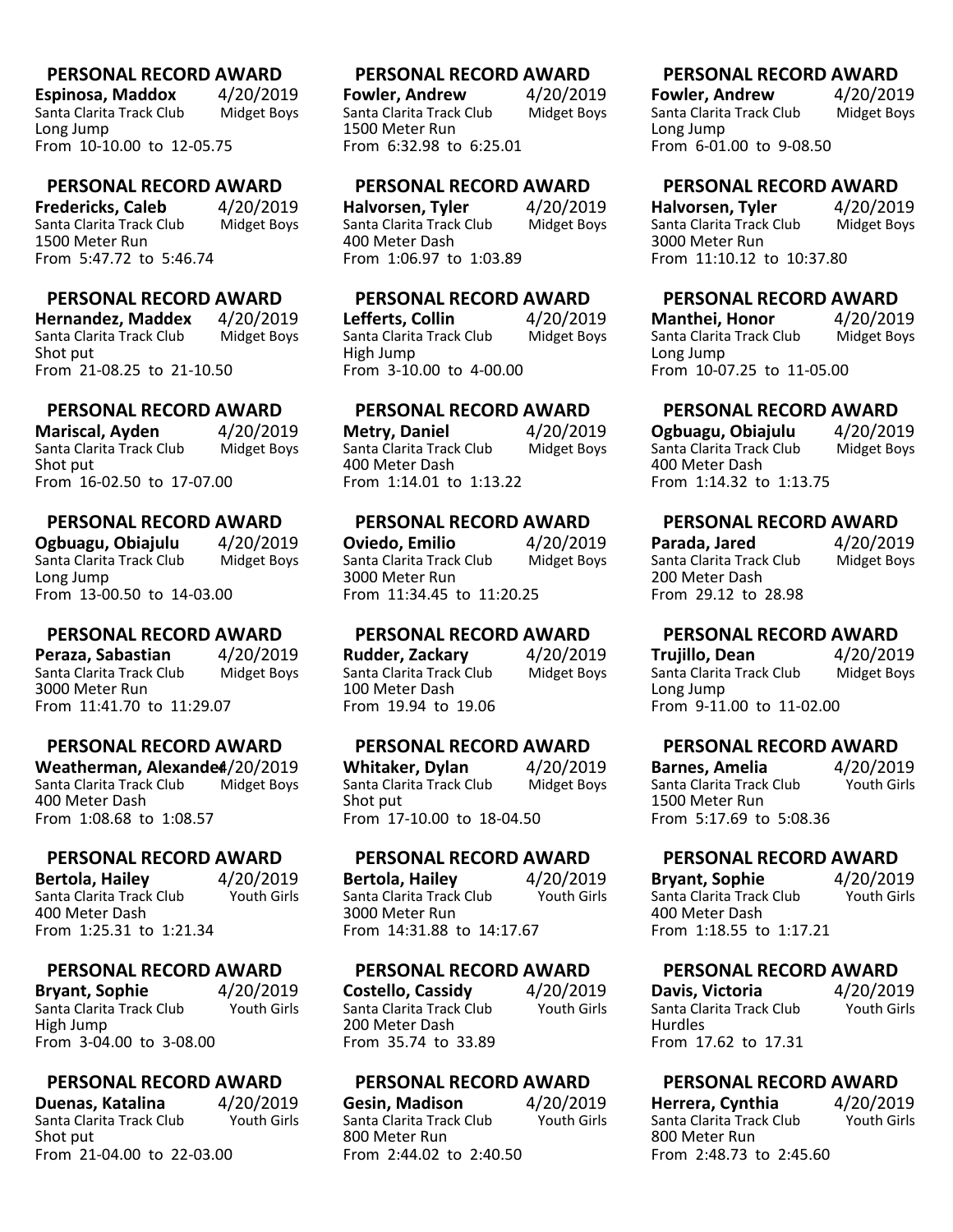### PERSONAL RECORD AWARD
**Espinosa, Maddox** 4/20/2019
Santa Clarita Track Club Midget Boys
Long Jump
From 10-10.00 to 12-05.75

### PERSONAL RECORD AWARD
**Fowler, Andrew** 4/20/2019
Santa Clarita Track Club Midget Boys
1500 Meter Run
From 6:32.98 to 6:25.01

### PERSONAL RECORD AWARD
**Fowler, Andrew** 4/20/2019
Santa Clarita Track Club Midget Boys
Long Jump
From 6-01.00 to 9-08.50

### PERSONAL RECORD AWARD
**Fredericks, Caleb** 4/20/2019
Santa Clarita Track Club Midget Boys
1500 Meter Run
From 5:47.72 to 5:46.74

### PERSONAL RECORD AWARD
**Halvorsen, Tyler** 4/20/2019
Santa Clarita Track Club Midget Boys
400 Meter Dash
From 1:06.97 to 1:03.89

### PERSONAL RECORD AWARD
**Halvorsen, Tyler** 4/20/2019
Santa Clarita Track Club Midget Boys
3000 Meter Run
From 11:10.12 to 10:37.80

### PERSONAL RECORD AWARD
**Hernandez, Maddex** 4/20/2019
Santa Clarita Track Club Midget Boys
Shot put
From 21-08.25 to 21-10.50

### PERSONAL RECORD AWARD
**Lefferts, Collin** 4/20/2019
Santa Clarita Track Club Midget Boys
High Jump
From 3-10.00 to 4-00.00

### PERSONAL RECORD AWARD
**Manthei, Honor** 4/20/2019
Santa Clarita Track Club Midget Boys
Long Jump
From 10-07.25 to 11-05.00

### PERSONAL RECORD AWARD
**Mariscal, Ayden** 4/20/2019
Santa Clarita Track Club Midget Boys
Shot put
From 16-02.50 to 17-07.00

### PERSONAL RECORD AWARD
**Metry, Daniel** 4/20/2019
Santa Clarita Track Club Midget Boys
400 Meter Dash
From 1:14.01 to 1:13.22

### PERSONAL RECORD AWARD
**Ogbuagu, Obiajulu** 4/20/2019
Santa Clarita Track Club Midget Boys
400 Meter Dash
From 1:14.32 to 1:13.75

### PERSONAL RECORD AWARD
**Ogbuagu, Obiajulu** 4/20/2019
Santa Clarita Track Club Midget Boys
Long Jump
From 13-00.50 to 14-03.00

### PERSONAL RECORD AWARD
**Oviedo, Emilio** 4/20/2019
Santa Clarita Track Club Midget Boys
3000 Meter Run
From 11:34.45 to 11:20.25

### PERSONAL RECORD AWARD
**Parada, Jared** 4/20/2019
Santa Clarita Track Club Midget Boys
200 Meter Dash
From 29.12 to 28.98

### PERSONAL RECORD AWARD
**Peraza, Sebastian** 4/20/2019
Santa Clarita Track Club Midget Boys
3000 Meter Run
From 11:41.70 to 11:29.07

### PERSONAL RECORD AWARD
**Rudder, Zackary** 4/20/2019
Santa Clarita Track Club Midget Boys
100 Meter Dash
From 19.94 to 19.06

### PERSONAL RECORD AWARD
**Trujillo, Dean** 4/20/2019
Santa Clarita Track Club Midget Boys
Long Jump
From 9-11.00 to 11-02.00

### PERSONAL RECORD AWARD
**Weatherman, Alexander** 4/20/2019
Santa Clarita Track Club Midget Boys
400 Meter Dash
From 1:08.68 to 1:08.57

### PERSONAL RECORD AWARD
**Whitaker, Dylan** 4/20/2019
Santa Clarita Track Club Midget Boys
Shot put
From 17-10.00 to 18-04.50

### PERSONAL RECORD AWARD
**Barnes, Amelia** 4/20/2019
Santa Clarita Track Club Youth Girls
1500 Meter Run
From 5:17.69 to 5:08.36

### PERSONAL RECORD AWARD
**Bertola, Hailey** 4/20/2019
Santa Clarita Track Club Youth Girls
400 Meter Dash
From 1:25.31 to 1:21.34

### PERSONAL RECORD AWARD
**Bertola, Hailey** 4/20/2019
Santa Clarita Track Club Youth Girls
3000 Meter Run
From 14:31.88 to 14:17.67

### PERSONAL RECORD AWARD
**Bryant, Sophie** 4/20/2019
Santa Clarita Track Club Youth Girls
400 Meter Dash
From 1:18.55 to 1:17.21

### PERSONAL RECORD AWARD
**Bryant, Sophie** 4/20/2019
Santa Clarita Track Club Youth Girls
High Jump
From 3-04.00 to 3-08.00

### PERSONAL RECORD AWARD
**Costello, Cassidy** 4/20/2019
Santa Clarita Track Club Youth Girls
200 Meter Dash
From 35.74 to 33.89

### PERSONAL RECORD AWARD
**Davis, Victoria** 4/20/2019
Santa Clarita Track Club Youth Girls
Hurdles
From 17.62 to 17.31

### PERSONAL RECORD AWARD
**Duenas, Katalina** 4/20/2019
Santa Clarita Track Club Youth Girls
Shot put
From 21-04.00 to 22-03.00

### PERSONAL RECORD AWARD
**Gesin, Madison** 4/20/2019
Santa Clarita Track Club Youth Girls
800 Meter Run
From 2:44.02 to 2:40.50

### PERSONAL RECORD AWARD
**Herrera, Cynthia** 4/20/2019
Santa Clarita Track Club Youth Girls
800 Meter Run
From 2:48.73 to 2:45.60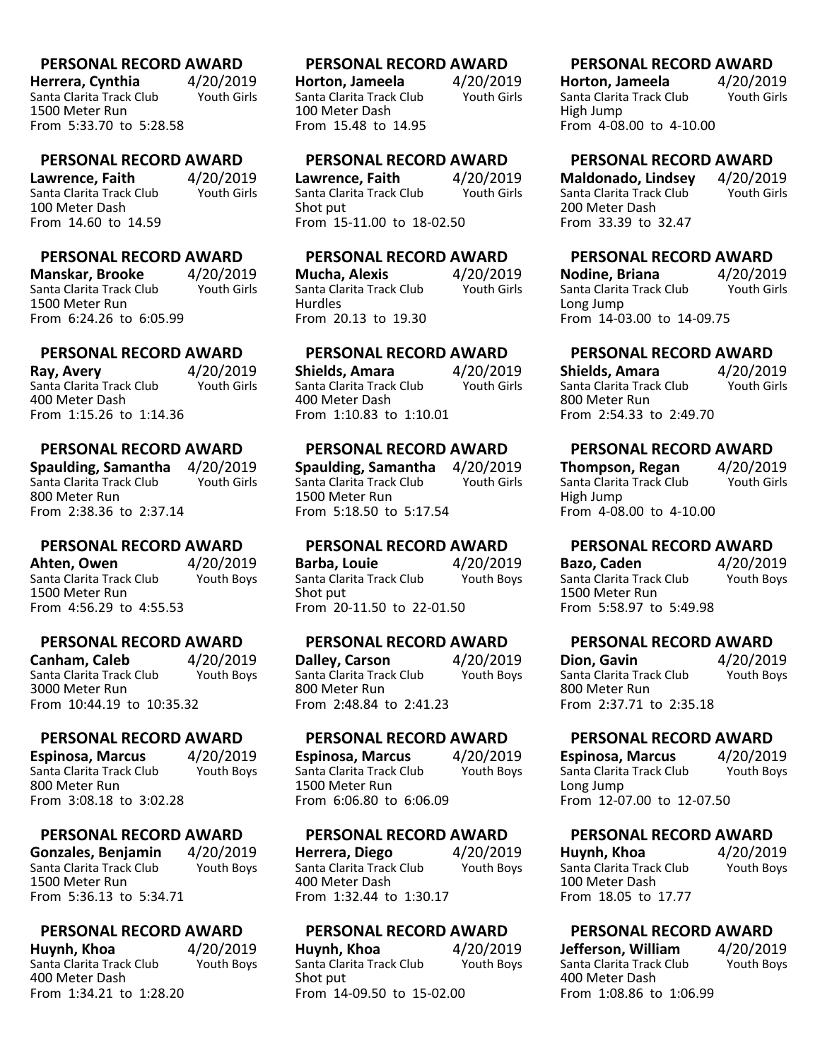### PERSONAL RECORD AWARD

**Herrera, Cynthia** 4/20/2019
Santa Clarita Track Club Youth Girls
1500 Meter Run
From 5:33.70 to 5:28.58

### PERSONAL RECORD AWARD

**Horton, Jameela** 4/20/2019
Santa Clarita Track Club Youth Girls
100 Meter Dash
From 15.48 to 14.95

### PERSONAL RECORD AWARD

**Horton, Jameela** 4/20/2019
Santa Clarita Track Club Youth Girls
High Jump
From 4-08.00 to 4-10.00

### PERSONAL RECORD AWARD

**Lawrence, Faith** 4/20/2019
Santa Clarita Track Club Youth Girls
100 Meter Dash
From 14.60 to 14.59

### PERSONAL RECORD AWARD

**Lawrence, Faith** 4/20/2019
Santa Clarita Track Club Youth Girls
Shot put
From 15-11.00 to 18-02.50

### PERSONAL RECORD AWARD

**Maldonado, Lindsey** 4/20/2019
Santa Clarita Track Club Youth Girls
200 Meter Dash
From 33.39 to 32.47

### PERSONAL RECORD AWARD

**Manskar, Brooke** 4/20/2019
Santa Clarita Track Club Youth Girls
1500 Meter Run
From 6:24.26 to 6:05.99

### PERSONAL RECORD AWARD

**Mucha, Alexis** 4/20/2019
Santa Clarita Track Club Youth Girls
Hurdles
From 20.13 to 19.30

### PERSONAL RECORD AWARD

**Nodine, Briana** 4/20/2019
Santa Clarita Track Club Youth Girls
Long Jump
From 14-03.00 to 14-09.75

### PERSONAL RECORD AWARD

**Ray, Avery** 4/20/2019
Santa Clarita Track Club Youth Girls
400 Meter Dash
From 1:15.26 to 1:14.36

### PERSONAL RECORD AWARD

**Shields, Amara** 4/20/2019
Santa Clarita Track Club Youth Girls
400 Meter Dash
From 1:10.83 to 1:10.01

### PERSONAL RECORD AWARD

**Shields, Amara** 4/20/2019
Santa Clarita Track Club Youth Girls
800 Meter Run
From 2:54.33 to 2:49.70

### PERSONAL RECORD AWARD

**Spaulding, Samantha** 4/20/2019
Santa Clarita Track Club Youth Girls
800 Meter Run
From 2:38.36 to 2:37.14

### PERSONAL RECORD AWARD

**Spaulding, Samantha** 4/20/2019
Santa Clarita Track Club Youth Girls
1500 Meter Run
From 5:18.50 to 5:17.54

### PERSONAL RECORD AWARD

**Thompson, Regan** 4/20/2019
Santa Clarita Track Club Youth Girls
High Jump
From 4-08.00 to 4-10.00

### PERSONAL RECORD AWARD

**Ahten, Owen** 4/20/2019
Santa Clarita Track Club Youth Boys
1500 Meter Run
From 4:56.29 to 4:55.53

### PERSONAL RECORD AWARD

**Barba, Louie** 4/20/2019
Santa Clarita Track Club Youth Boys
Shot put
From 20-11.50 to 22-01.50

### PERSONAL RECORD AWARD

**Bazo, Caden** 4/20/2019
Santa Clarita Track Club Youth Boys
1500 Meter Run
From 5:58.97 to 5:49.98

### PERSONAL RECORD AWARD

**Canham, Caleb** 4/20/2019
Santa Clarita Track Club Youth Boys
3000 Meter Run
From 10:44.19 to 10:35.32

### PERSONAL RECORD AWARD

**Dalley, Carson** 4/20/2019
Santa Clarita Track Club Youth Boys
800 Meter Run
From 2:48.84 to 2:41.23

### PERSONAL RECORD AWARD

**Dion, Gavin** 4/20/2019
Santa Clarita Track Club Youth Boys
800 Meter Run
From 2:37.71 to 2:35.18

### PERSONAL RECORD AWARD

**Espinosa, Marcus** 4/20/2019
Santa Clarita Track Club Youth Boys
800 Meter Run
From 3:08.18 to 3:02.28

### PERSONAL RECORD AWARD

**Espinosa, Marcus** 4/20/2019
Santa Clarita Track Club Youth Boys
1500 Meter Run
From 6:06.80 to 6:06.09

### PERSONAL RECORD AWARD

**Espinosa, Marcus** 4/20/2019
Santa Clarita Track Club Youth Boys
Long Jump
From 12-07.00 to 12-07.50

### PERSONAL RECORD AWARD

**Gonzales, Benjamin** 4/20/2019
Santa Clarita Track Club Youth Boys
1500 Meter Run
From 5:36.13 to 5:34.71

### PERSONAL RECORD AWARD

**Herrera, Diego** 4/20/2019
Santa Clarita Track Club Youth Boys
400 Meter Dash
From 1:32.44 to 1:30.17

### PERSONAL RECORD AWARD

**Huynh, Khoa** 4/20/2019
Santa Clarita Track Club Youth Boys
100 Meter Dash
From 18.05 to 17.77

### PERSONAL RECORD AWARD

**Huynh, Khoa** 4/20/2019
Santa Clarita Track Club Youth Boys
400 Meter Dash
From 1:34.21 to 1:28.20

### PERSONAL RECORD AWARD

**Huynh, Khoa** 4/20/2019
Santa Clarita Track Club Youth Boys
Shot put
From 14-09.50 to 15-02.00

### PERSONAL RECORD AWARD

**Jefferson, William** 4/20/2019
Santa Clarita Track Club Youth Boys
400 Meter Dash
From 1:08.86 to 1:06.99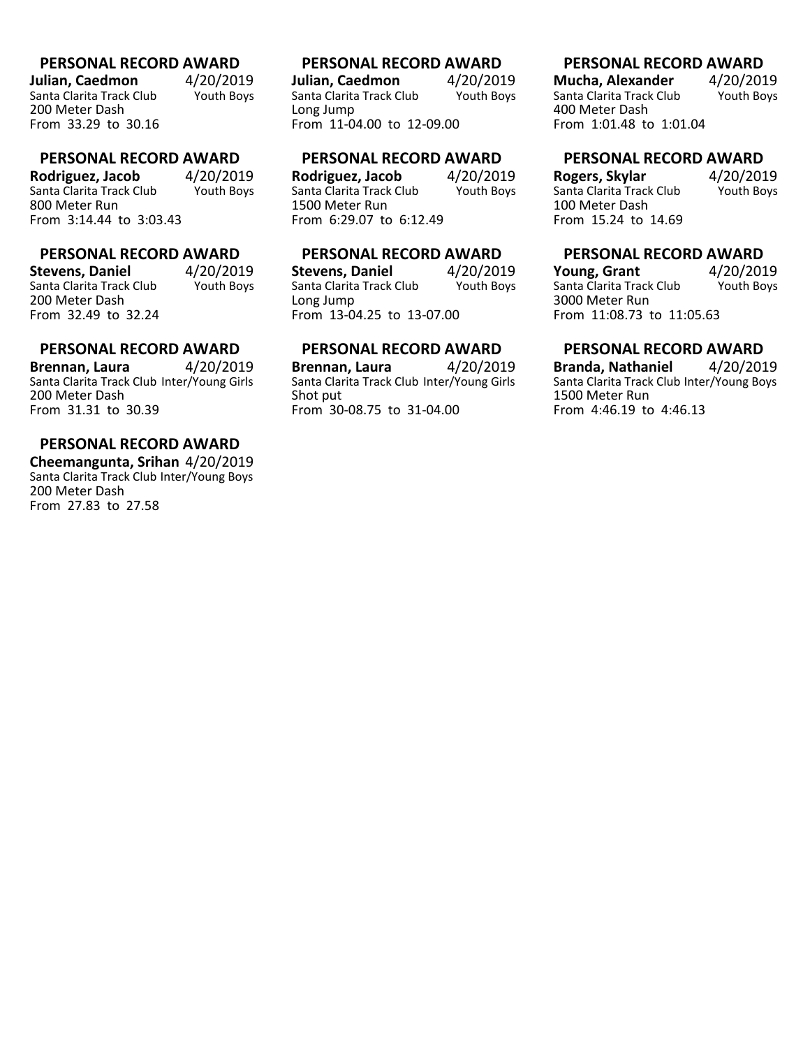**PERSONAL RECORD AWARD**

**Julian, Caedmon** 4/20/2019
Santa Clarita Track Club Youth Boys
200 Meter Dash
From 33.29 to 30.16

**PERSONAL RECORD AWARD**

**Julian, Caedmon** 4/20/2019
Santa Clarita Track Club Youth Boys
Long Jump
From 11-04.00 to 12-09.00

**PERSONAL RECORD AWARD**

**Mucha, Alexander** 4/20/2019
Santa Clarita Track Club Youth Boys
400 Meter Dash
From 1:01.48 to 1:01.04

**PERSONAL RECORD AWARD**

**Rodriguez, Jacob** 4/20/2019
Santa Clarita Track Club Youth Boys
800 Meter Run
From 3:14.44 to 3:03.43

**PERSONAL RECORD AWARD**

**Rodriguez, Jacob** 4/20/2019
Santa Clarita Track Club Youth Boys
1500 Meter Run
From 6:29.07 to 6:12.49

**PERSONAL RECORD AWARD**

**Rogers, Skylar** 4/20/2019
Santa Clarita Track Club Youth Boys
100 Meter Dash
From 15.24 to 14.69

**PERSONAL RECORD AWARD**

**Stevens, Daniel** 4/20/2019
Santa Clarita Track Club Youth Boys
200 Meter Dash
From 32.49 to 32.24

**PERSONAL RECORD AWARD**

**Stevens, Daniel** 4/20/2019
Santa Clarita Track Club Youth Boys
Long Jump
From 13-04.25 to 13-07.00

**PERSONAL RECORD AWARD**

**Young, Grant** 4/20/2019
Santa Clarita Track Club Youth Boys
3000 Meter Run
From 11:08.73 to 11:05.63

**PERSONAL RECORD AWARD**

**Brennan, Laura** 4/20/2019
Santa Clarita Track Club Inter/Young Girls
200 Meter Dash
From 31.31 to 30.39

**PERSONAL RECORD AWARD**

**Brennan, Laura** 4/20/2019
Santa Clarita Track Club Inter/Young Girls
Shot put
From 30-08.75 to 31-04.00

**PERSONAL RECORD AWARD**

**Branda, Nathaniel** 4/20/2019
Santa Clarita Track Club Inter/Young Boys
1500 Meter Run
From 4:46.19 to 4:46.13

**PERSONAL RECORD AWARD**

**Cheemangunta, Srihan** 4/20/2019
Santa Clarita Track Club Inter/Young Boys
200 Meter Dash
From 27.83 to 27.58